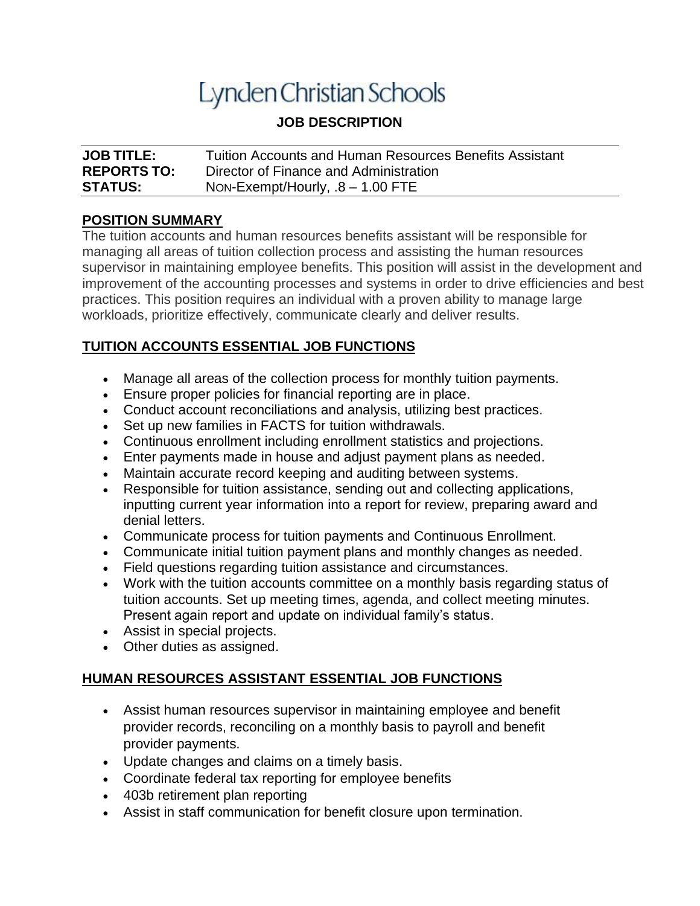# Lynden Christian Schools

## JOB DESCRIPTION

**JOB TITLE:** Tuition Accounts and Human Resources Benefits Assistant
**REPORTS TO:** Director of Finance and Administration
**STATUS:** Non-Exempt/Hourly, .8 – 1.00 FTE

## POSITION SUMMARY

The tuition accounts and human resources benefits assistant will be responsible for managing all areas of tuition collection process and assisting the human resources supervisor in maintaining employee benefits. This position will assist in the development and improvement of the accounting processes and systems in order to drive efficiencies and best practices. This position requires an individual with a proven ability to manage large workloads, prioritize effectively, communicate clearly and deliver results.

## TUITION ACCOUNTS ESSENTIAL JOB FUNCTIONS

- Manage all areas of the collection process for monthly tuition payments.
- Ensure proper policies for financial reporting are in place.
- Conduct account reconciliations and analysis, utilizing best practices.
- Set up new families in FACTS for tuition withdrawals.
- Continuous enrollment including enrollment statistics and projections.
- Enter payments made in house and adjust payment plans as needed.
- Maintain accurate record keeping and auditing between systems.
- Responsible for tuition assistance, sending out and collecting applications, inputting current year information into a report for review, preparing award and denial letters.
- Communicate process for tuition payments and Continuous Enrollment.
- Communicate initial tuition payment plans and monthly changes as needed.
- Field questions regarding tuition assistance and circumstances.
- Work with the tuition accounts committee on a monthly basis regarding status of tuition accounts. Set up meeting times, agenda, and collect meeting minutes. Present again report and update on individual family's status.
- Assist in special projects.
- Other duties as assigned.

## HUMAN RESOURCES ASSISTANT ESSENTIAL JOB FUNCTIONS

- Assist human resources supervisor in maintaining employee and benefit provider records, reconciling on a monthly basis to payroll and benefit provider payments.
- Update changes and claims on a timely basis.
- Coordinate federal tax reporting for employee benefits
- 403b retirement plan reporting
- Assist in staff communication for benefit closure upon termination.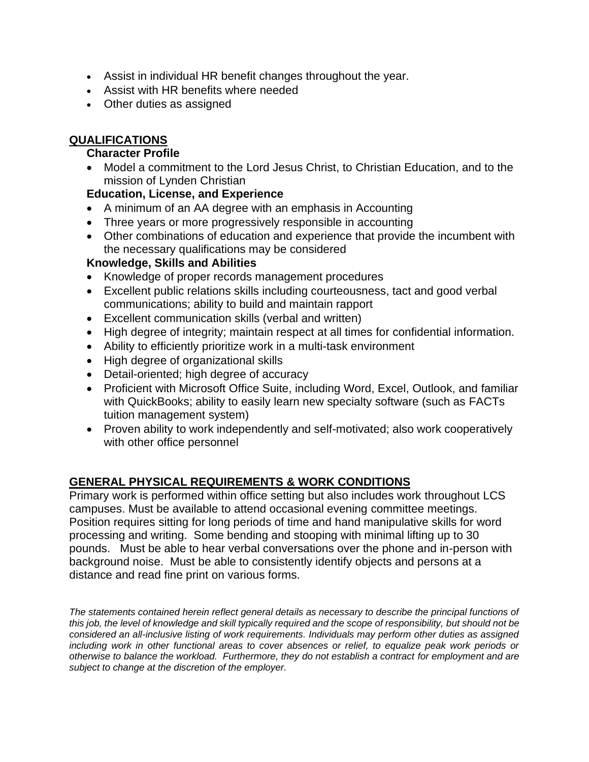- Assist in individual HR benefit changes throughout the year.
- Assist with HR benefits where needed
- Other duties as assigned

## QUALIFICATIONS

### Character Profile

- Model a commitment to the Lord Jesus Christ, to Christian Education, and to the mission of Lynden Christian

### Education, License, and Experience

- A minimum of an AA degree with an emphasis in Accounting
- Three years or more progressively responsible in accounting
- Other combinations of education and experience that provide the incumbent with the necessary qualifications may be considered

### Knowledge, Skills and Abilities

- Knowledge of proper records management procedures
- Excellent public relations skills including courteousness, tact and good verbal communications; ability to build and maintain rapport
- Excellent communication skills (verbal and written)
- High degree of integrity; maintain respect at all times for confidential information.
- Ability to efficiently prioritize work in a multi-task environment
- High degree of organizational skills
- Detail-oriented; high degree of accuracy
- Proficient with Microsoft Office Suite, including Word, Excel, Outlook, and familiar with QuickBooks; ability to easily learn new specialty software (such as FACTs tuition management system)
- Proven ability to work independently and self-motivated; also work cooperatively with other office personnel

## GENERAL PHYSICAL REQUIREMENTS & WORK CONDITIONS

Primary work is performed within office setting but also includes work throughout LCS campuses. Must be available to attend occasional evening committee meetings. Position requires sitting for long periods of time and hand manipulative skills for word processing and writing. Some bending and stooping with minimal lifting up to 30 pounds. Must be able to hear verbal conversations over the phone and in-person with background noise. Must be able to consistently identify objects and persons at a distance and read fine print on various forms.

*The statements contained herein reflect general details as necessary to describe the principal functions of this job, the level of knowledge and skill typically required and the scope of responsibility, but should not be considered an all-inclusive listing of work requirements. Individuals may perform other duties as assigned including work in other functional areas to cover absences or relief, to equalize peak work periods or otherwise to balance the workload. Furthermore, they do not establish a contract for employment and are subject to change at the discretion of the employer.*